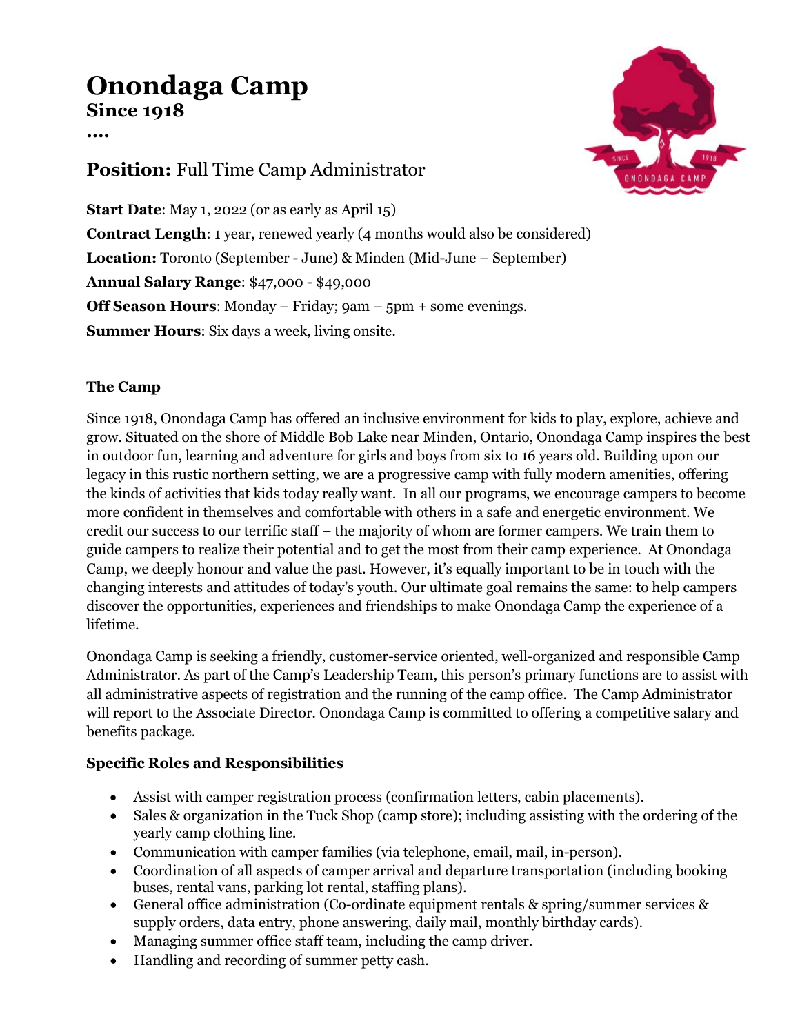# Onondaga Camp
## Since 1918

....

## **Position:** Full Time Camp Administrator

**Start Date**: May 1, 2022 (or as early as April 15)

**Contract Length**: 1 year, renewed yearly (4 months would also be considered)

**Location:** Toronto (September - June) & Minden (Mid-June – September)

**Annual Salary Range**: $47,000 - $49,000

**Off Season Hours**: Monday – Friday; 9am – 5pm + some evenings.

**Summer Hours**: Six days a week, living onsite.

### The Camp

Since 1918, Onondaga Camp has offered an inclusive environment for kids to play, explore, achieve and grow. Situated on the shore of Middle Bob Lake near Minden, Ontario, Onondaga Camp inspires the best in outdoor fun, learning and adventure for girls and boys from six to 16 years old. Building upon our legacy in this rustic northern setting, we are a progressive camp with fully modern amenities, offering the kinds of activities that kids today really want. In all our programs, we encourage campers to become more confident in themselves and comfortable with others in a safe and energetic environment. We credit our success to our terrific staff – the majority of whom are former campers. We train them to guide campers to realize their potential and to get the most from their camp experience. At Onondaga Camp, we deeply honour and value the past. However, it's equally important to be in touch with the changing interests and attitudes of today's youth. Our ultimate goal remains the same: to help campers discover the opportunities, experiences and friendships to make Onondaga Camp the experience of a lifetime.

Onondaga Camp is seeking a friendly, customer-service oriented, well-organized and responsible Camp Administrator. As part of the Camp's Leadership Team, this person's primary functions are to assist with all administrative aspects of registration and the running of the camp office. The Camp Administrator will report to the Associate Director. Onondaga Camp is committed to offering a competitive salary and benefits package.

### Specific Roles and Responsibilities

- Assist with camper registration process (confirmation letters, cabin placements).
- Sales & organization in the Tuck Shop (camp store); including assisting with the ordering of the yearly camp clothing line.
- Communication with camper families (via telephone, email, mail, in-person).
- Coordination of all aspects of camper arrival and departure transportation (including booking buses, rental vans, parking lot rental, staffing plans).
- General office administration (Co-ordinate equipment rentals & spring/summer services & supply orders, data entry, phone answering, daily mail, monthly birthday cards).
- Managing summer office staff team, including the camp driver.
- Handling and recording of summer petty cash.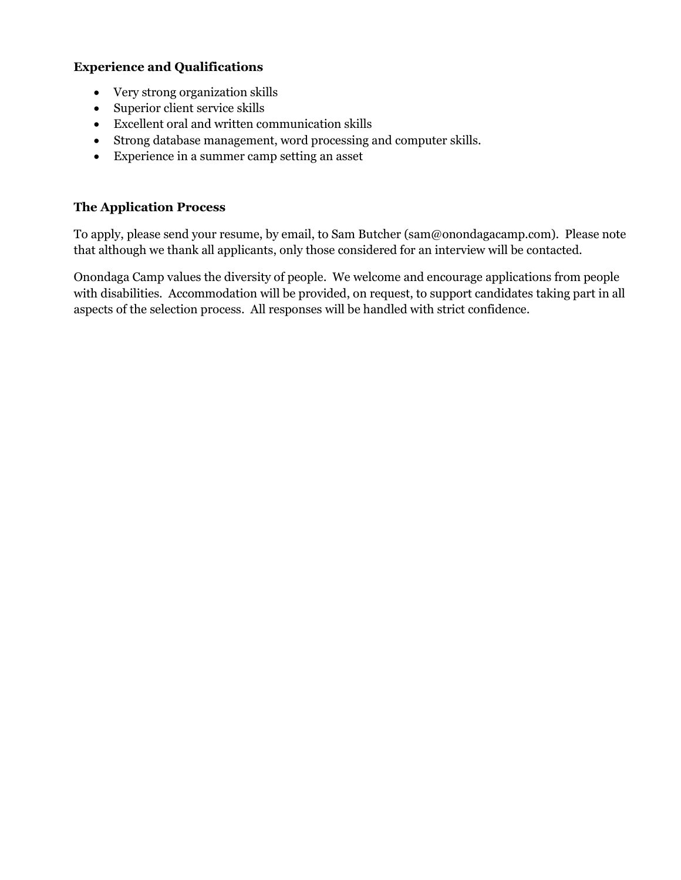### Experience and Qualifications

- Very strong organization skills
- Superior client service skills
- Excellent oral and written communication skills
- Strong database management, word processing and computer skills.
- Experience in a summer camp setting an asset

### The Application Process

To apply, please send your resume, by email, to Sam Butcher (sam@onondagacamp.com). Please note that although we thank all applicants, only those considered for an interview will be contacted.

Onondaga Camp values the diversity of people. We welcome and encourage applications from people with disabilities. Accommodation will be provided, on request, to support candidates taking part in all aspects of the selection process. All responses will be handled with strict confidence.